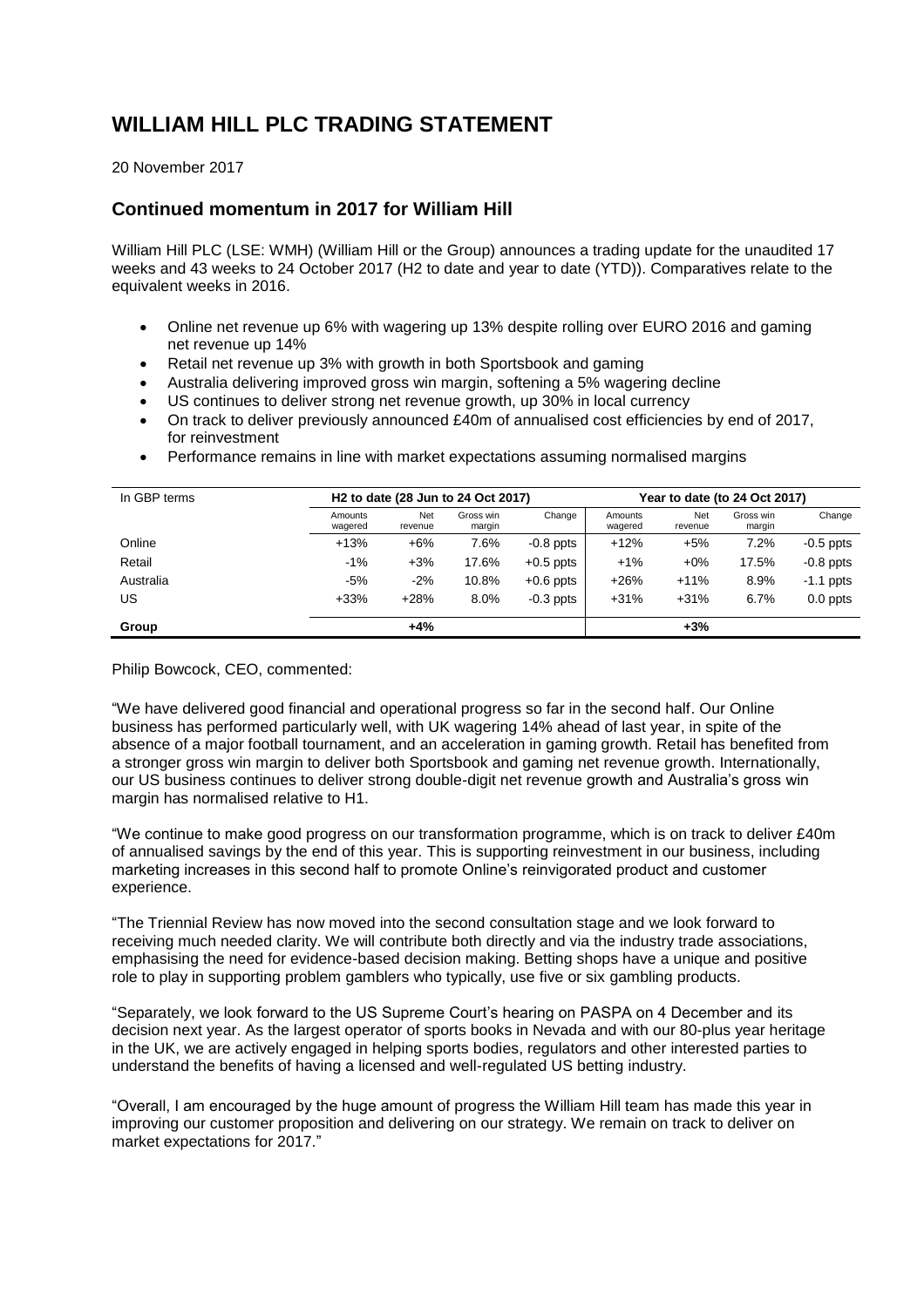# WILLIAM HILL PLC TRADING STATEMENT

20 November 2017

## Continued momentum in 2017 for William Hill

William Hill PLC (LSE: WMH) (William Hill or the Group) announces a trading update for the unaudited 17 weeks and 43 weeks to 24 October 2017 (H2 to date and year to date (YTD)). Comparatives relate to the equivalent weeks in 2016.

- Online net revenue up 6% with wagering up 13% despite rolling over EURO 2016 and gaming net revenue up 14%
- Retail net revenue up 3% with growth in both Sportsbook and gaming
- Australia delivering improved gross win margin, softening a 5% wagering decline
- US continues to deliver strong net revenue growth, up 30% in local currency
- On track to deliver previously announced £40m of annualised cost efficiencies by end of 2017, for reinvestment
- Performance remains in line with market expectations assuming normalised margins

| In GBP terms | H2 to date (28 Jun to 24 Oct 2017) | | | | Year to date (to 24 Oct 2017) | | | |
|---|---|---|---|---|---|---|---|---|
| | Amounts wagered | Net revenue | Gross win margin | Change | Amounts wagered | Net revenue | Gross win margin | Change |
| Online | +13% | +6% | 7.6% | -0.8 ppts | +12% | +5% | 7.2% | -0.5 ppts |
| Retail | -1% | +3% | 17.6% | +0.5 ppts | +1% | +0% | 17.5% | -0.8 ppts |
| Australia | -5% | -2% | 10.8% | +0.6 ppts | +26% | +11% | 8.9% | -1.1 ppts |
| US | +33% | +28% | 8.0% | -0.3 ppts | +31% | +31% | 6.7% | 0.0 ppts |
| **Group** | | **+4%** | | | | **+3%** | | |

Philip Bowcock, CEO, commented:

"We have delivered good financial and operational progress so far in the second half. Our Online business has performed particularly well, with UK wagering 14% ahead of last year, in spite of the absence of a major football tournament, and an acceleration in gaming growth. Retail has benefited from a stronger gross win margin to deliver both Sportsbook and gaming net revenue growth. Internationally, our US business continues to deliver strong double-digit net revenue growth and Australia's gross win margin has normalised relative to H1.

"We continue to make good progress on our transformation programme, which is on track to deliver £40m of annualised savings by the end of this year. This is supporting reinvestment in our business, including marketing increases in this second half to promote Online's reinvigorated product and customer experience.

"The Triennial Review has now moved into the second consultation stage and we look forward to receiving much needed clarity. We will contribute both directly and via the industry trade associations, emphasising the need for evidence-based decision making. Betting shops have a unique and positive role to play in supporting problem gamblers who typically, use five or six gambling products.

"Separately, we look forward to the US Supreme Court's hearing on PASPA on 4 December and its decision next year. As the largest operator of sports books in Nevada and with our 80-plus year heritage in the UK, we are actively engaged in helping sports bodies, regulators and other interested parties to understand the benefits of having a licensed and well-regulated US betting industry.

"Overall, I am encouraged by the huge amount of progress the William Hill team has made this year in improving our customer proposition and delivering on our strategy. We remain on track to deliver on market expectations for 2017."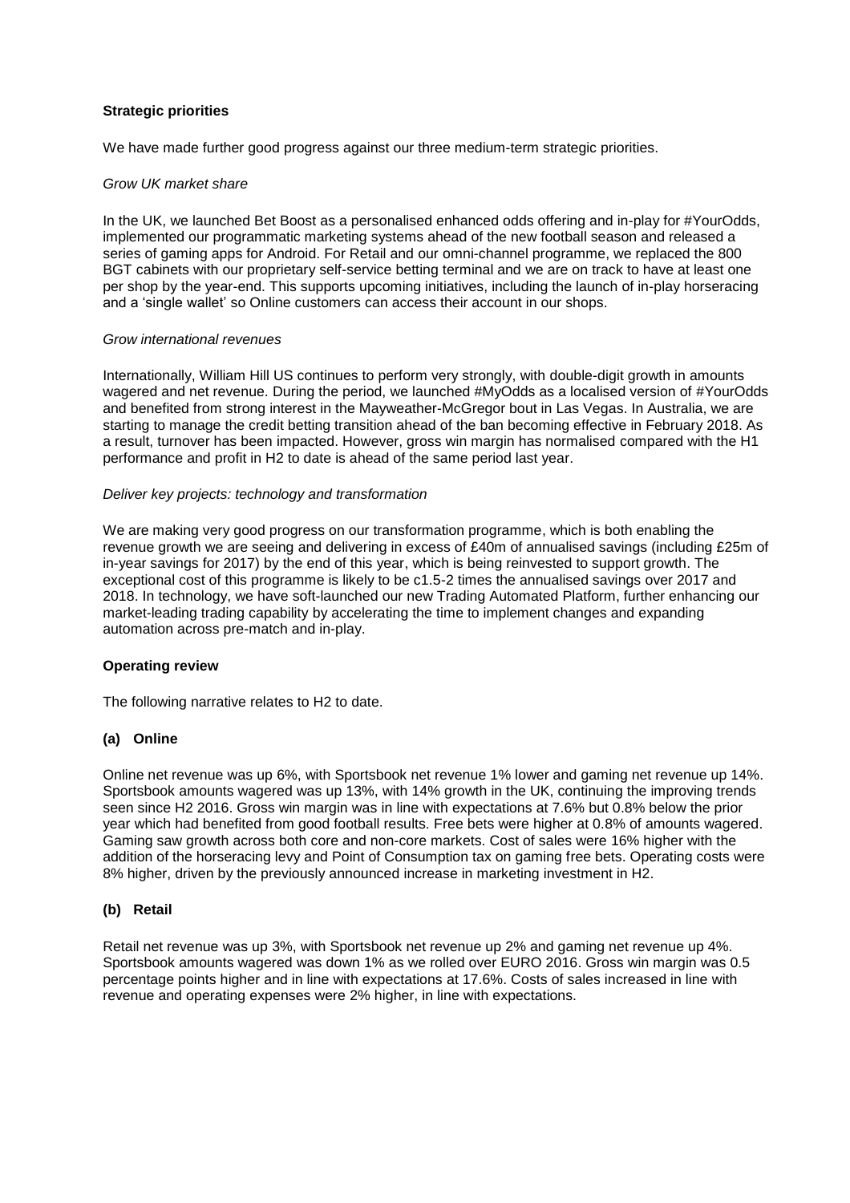**Strategic priorities**

We have made further good progress against our three medium-term strategic priorities.

*Grow UK market share*

In the UK, we launched Bet Boost as a personalised enhanced odds offering and in-play for #YourOdds, implemented our programmatic marketing systems ahead of the new football season and released a series of gaming apps for Android. For Retail and our omni-channel programme, we replaced the 800 BGT cabinets with our proprietary self-service betting terminal and we are on track to have at least one per shop by the year-end. This supports upcoming initiatives, including the launch of in-play horseracing and a 'single wallet' so Online customers can access their account in our shops.

*Grow international revenues*

Internationally, William Hill US continues to perform very strongly, with double-digit growth in amounts wagered and net revenue. During the period, we launched #MyOdds as a localised version of #YourOdds and benefited from strong interest in the Mayweather-McGregor bout in Las Vegas. In Australia, we are starting to manage the credit betting transition ahead of the ban becoming effective in February 2018. As a result, turnover has been impacted. However, gross win margin has normalised compared with the H1 performance and profit in H2 to date is ahead of the same period last year.

*Deliver key projects: technology and transformation*

We are making very good progress on our transformation programme, which is both enabling the revenue growth we are seeing and delivering in excess of £40m of annualised savings (including £25m of in-year savings for 2017) by the end of this year, which is being reinvested to support growth. The exceptional cost of this programme is likely to be c1.5-2 times the annualised savings over 2017 and 2018. In technology, we have soft-launched our new Trading Automated Platform, further enhancing our market-leading trading capability by accelerating the time to implement changes and expanding automation across pre-match and in-play.

**Operating review**

The following narrative relates to H2 to date.

**(a) Online**

Online net revenue was up 6%, with Sportsbook net revenue 1% lower and gaming net revenue up 14%. Sportsbook amounts wagered was up 13%, with 14% growth in the UK, continuing the improving trends seen since H2 2016. Gross win margin was in line with expectations at 7.6% but 0.8% below the prior year which had benefited from good football results. Free bets were higher at 0.8% of amounts wagered. Gaming saw growth across both core and non-core markets. Cost of sales were 16% higher with the addition of the horseracing levy and Point of Consumption tax on gaming free bets. Operating costs were 8% higher, driven by the previously announced increase in marketing investment in H2.

**(b) Retail**

Retail net revenue was up 3%, with Sportsbook net revenue up 2% and gaming net revenue up 4%. Sportsbook amounts wagered was down 1% as we rolled over EURO 2016. Gross win margin was 0.5 percentage points higher and in line with expectations at 17.6%. Costs of sales increased in line with revenue and operating expenses were 2% higher, in line with expectations.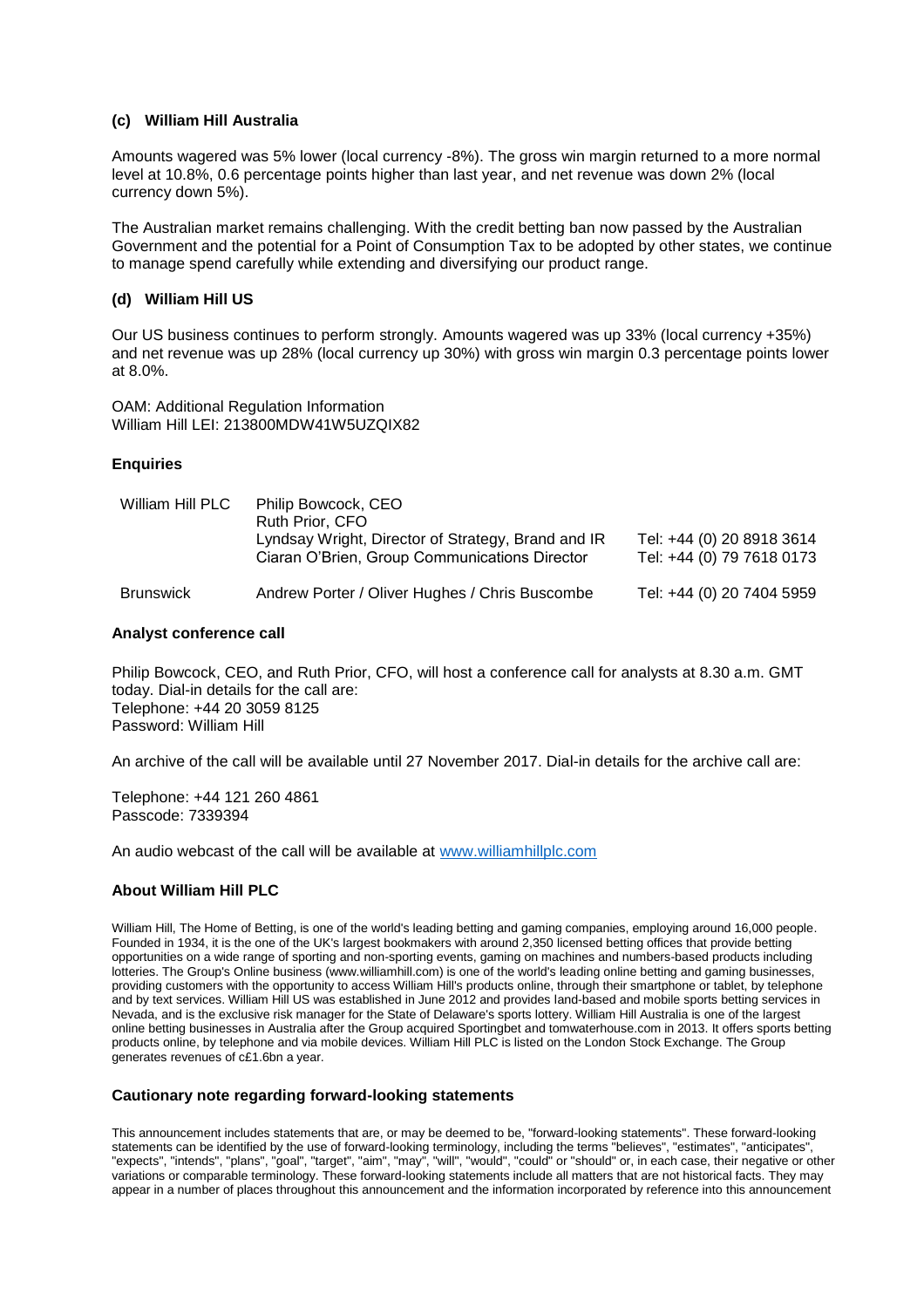### (c) William Hill Australia

Amounts wagered was 5% lower (local currency -8%). The gross win margin returned to a more normal level at 10.8%, 0.6 percentage points higher than last year, and net revenue was down 2% (local currency down 5%).

The Australian market remains challenging. With the credit betting ban now passed by the Australian Government and the potential for a Point of Consumption Tax to be adopted by other states, we continue to manage spend carefully while extending and diversifying our product range.

### (d) William Hill US

Our US business continues to perform strongly. Amounts wagered was up 33% (local currency +35%) and net revenue was up 28% (local currency up 30%) with gross win margin 0.3 percentage points lower at 8.0%.

OAM: Additional Regulation Information
William Hill LEI: 213800MDW41W5UZQIX82

### Enquiries

| | | |
|---|---|---|
| William Hill PLC | Philip Bowcock, CEO<br>Ruth Prior, CFO<br>Lyndsay Wright, Director of Strategy, Brand and IR<br>Ciaran O'Brien, Group Communications Director | <br><br>Tel: +44 (0) 20 8918 3614<br>Tel: +44 (0) 79 7618 0173 |
| Brunswick | Andrew Porter / Oliver Hughes / Chris Buscombe | Tel: +44 (0) 20 7404 5959 |

### Analyst conference call

Philip Bowcock, CEO, and Ruth Prior, CFO, will host a conference call for analysts at 8.30 a.m. GMT today. Dial-in details for the call are:
Telephone: +44 20 3059 8125
Password: William Hill

An archive of the call will be available until 27 November 2017. Dial-in details for the archive call are:

Telephone: +44 121 260 4861
Passcode: 7339394

An audio webcast of the call will be available at www.williamhillplc.com

### About William Hill PLC

William Hill, The Home of Betting, is one of the world's leading betting and gaming companies, employing around 16,000 people. Founded in 1934, it is the one of the UK's largest bookmakers with around 2,350 licensed betting offices that provide betting opportunities on a wide range of sporting and non-sporting events, gaming on machines and numbers-based products including lotteries. The Group's Online business (www.williamhill.com) is one of the world's leading online betting and gaming businesses, providing customers with the opportunity to access William Hill's products online, through their smartphone or tablet, by telephone and by text services. William Hill US was established in June 2012 and provides land-based and mobile sports betting services in Nevada, and is the exclusive risk manager for the State of Delaware's sports lottery. William Hill Australia is one of the largest online betting businesses in Australia after the Group acquired Sportingbet and tomwaterhouse.com in 2013. It offers sports betting products online, by telephone and via mobile devices. William Hill PLC is listed on the London Stock Exchange. The Group generates revenues of c£1.6bn a year.

### Cautionary note regarding forward-looking statements

This announcement includes statements that are, or may be deemed to be, "forward-looking statements". These forward-looking statements can be identified by the use of forward-looking terminology, including the terms "believes", "estimates", "anticipates", "expects", "intends", "plans", "goal", "target", "aim", "may", "will", "would", "could" or "should" or, in each case, their negative or other variations or comparable terminology. These forward-looking statements include all matters that are not historical facts. They may appear in a number of places throughout this announcement and the information incorporated by reference into this announcement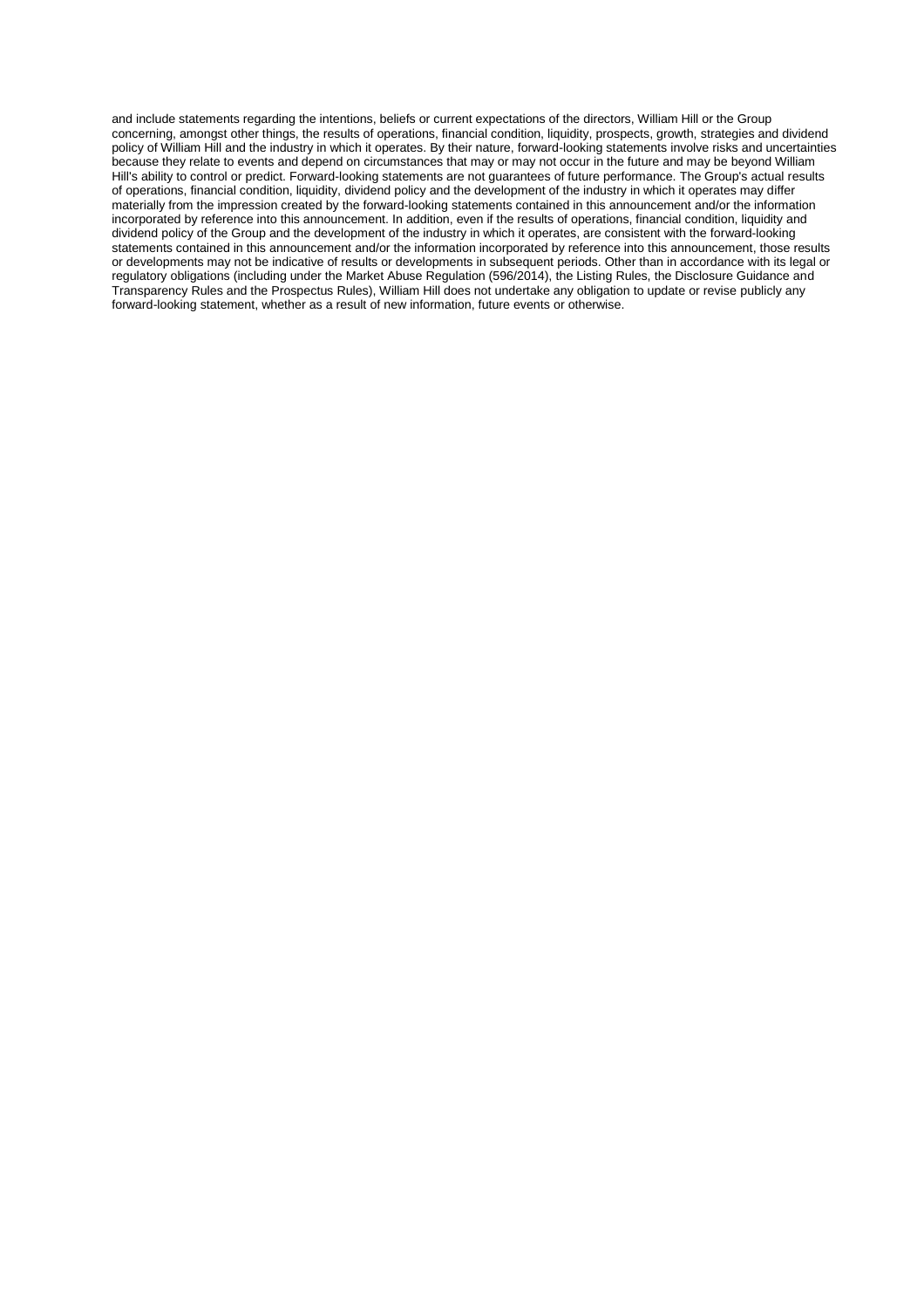and include statements regarding the intentions, beliefs or current expectations of the directors, William Hill or the Group concerning, amongst other things, the results of operations, financial condition, liquidity, prospects, growth, strategies and dividend policy of William Hill and the industry in which it operates. By their nature, forward-looking statements involve risks and uncertainties because they relate to events and depend on circumstances that may or may not occur in the future and may be beyond William Hill's ability to control or predict. Forward-looking statements are not guarantees of future performance. The Group's actual results of operations, financial condition, liquidity, dividend policy and the development of the industry in which it operates may differ materially from the impression created by the forward-looking statements contained in this announcement and/or the information incorporated by reference into this announcement. In addition, even if the results of operations, financial condition, liquidity and dividend policy of the Group and the development of the industry in which it operates, are consistent with the forward-looking statements contained in this announcement and/or the information incorporated by reference into this announcement, those results or developments may not be indicative of results or developments in subsequent periods. Other than in accordance with its legal or regulatory obligations (including under the Market Abuse Regulation (596/2014), the Listing Rules, the Disclosure Guidance and Transparency Rules and the Prospectus Rules), William Hill does not undertake any obligation to update or revise publicly any forward-looking statement, whether as a result of new information, future events or otherwise.